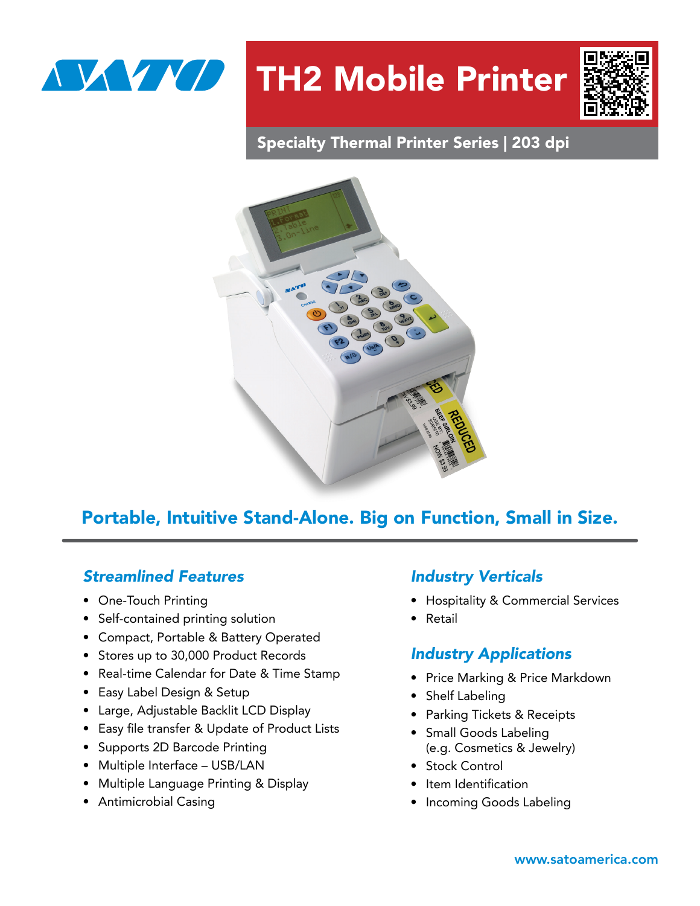# TH2 Mobile Printer

**Specialty Thermal Printer Series | 203 dpi**

## Portable, Intuitive Stand-Alone. Big on Function, Small in Size.

### *Streamlined Features*

- One-Touch Printing
- Self-contained printing solution
- Compact, Portable & Battery Operated
- Stores up to 30,000 Product Records
- Real-time Calendar for Date & Time Stamp
- Easy Label Design & Setup
- Large, Adjustable Backlit LCD Display
- Easy file transfer & Update of Product Lists
- Supports 2D Barcode Printing
- Multiple Interface – USB/LAN
- Multiple Language Printing & Display
- Antimicrobial Casing

### *Industry Verticals*

- Hospitality & Commercial Services
- Retail

### *Industry Applications*

- Price Marking & Price Markdown
- Shelf Labeling
- Parking Tickets & Receipts
- Small Goods Labeling (e.g. Cosmetics & Jewelry)
- Stock Control
- Item Identification
- Incoming Goods Labeling

www.satoamerica.com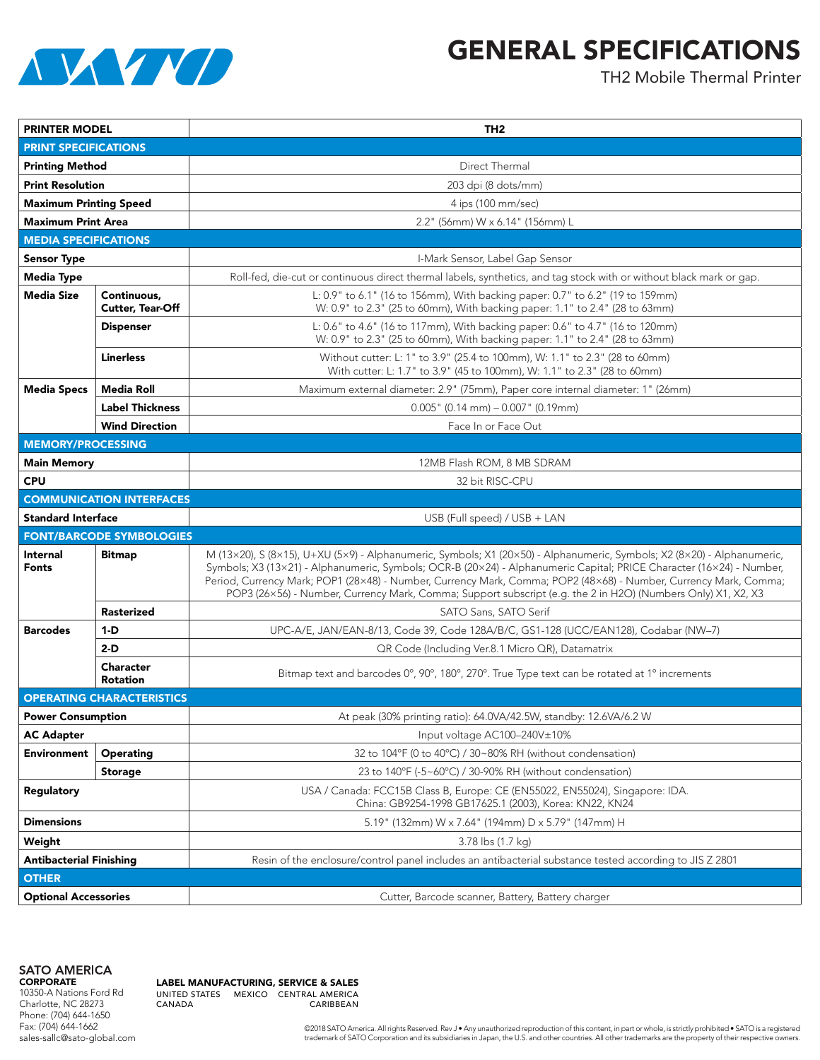# GENERAL SPECIFICATIONS

TH2 Mobile Thermal Printer

| **PRINTER MODEL** | | **TH2** |
|---|---|---|
| **PRINT SPECIFICATIONS** | | |
| **Printing Method** | | Direct Thermal |
| **Print Resolution** | | 203 dpi (8 dots/mm) |
| **Maximum Printing Speed** | | 4 ips (100 mm/sec) |
| **Maximum Print Area** | | 2.2" (56mm) W x 6.14" (156mm) L |
| **MEDIA SPECIFICATIONS** | | |
| **Sensor Type** | | I-Mark Sensor, Label Gap Sensor |
| **Media Type** | | Roll-fed, die-cut or continuous direct thermal labels, synthetics, and tag stock with or without black mark or gap. |
| **Media Size** | **Continuous, Cutter, Tear-Off** | L: 0.9" to 6.1" (16 to 156mm), With backing paper: 0.7" to 6.2" (19 to 159mm) W: 0.9" to 2.3" (25 to 60mm), With backing paper: 1.1" to 2.4" (28 to 63mm) |
| | **Dispenser** | L: 0.6" to 4.6" (16 to 117mm), With backing paper: 0.6" to 4.7" (16 to 120mm) W: 0.9" to 2.3" (25 to 60mm), With backing paper: 1.1" to 2.4" (28 to 63mm) |
| | **Linerless** | Without cutter: L: 1" to 3.9" (25.4 to 100mm), W: 1.1" to 2.3" (28 to 60mm) With cutter: L: 1.7" to 3.9" (45 to 100mm), W: 1.1" to 2.3" (28 to 60mm) |
| **Media Specs** | **Media Roll** | Maximum external diameter: 2.9" (75mm), Paper core internal diameter: 1" (26mm) |
| | **Label Thickness** | 0.005" (0.14 mm) – 0.007" (0.19mm) |
| | **Wind Direction** | Face In or Face Out |
| **MEMORY/PROCESSING** | | |
| **Main Memory** | | 12MB Flash ROM, 8 MB SDRAM |
| **CPU** | | 32 bit RISC-CPU |
| **COMMUNICATION INTERFACES** | | |
| **Standard Interface** | | USB (Full speed) / USB + LAN |
| **FONT/BARCODE SYMBOLOGIES** | | |
| **Internal Fonts** | **Bitmap** | M (13×20), S (8×15), U+XU (5×9) - Alphanumeric, Symbols; X1 (20×50) - Alphanumeric, Symbols; X2 (8×20) - Alphanumeric, Symbols; X3 (13×21) - Alphanumeric, Symbols; OCR-B (20×24) - Alphanumeric Capital; PRICE Character (16×24) - Number, Period, Currency Mark; POP1 (28×48) - Number, Currency Mark, Comma; POP2 (48×68) - Number, Currency Mark, Comma; POP3 (26×56) - Number, Currency Mark, Comma; Support subscript (e.g. the 2 in H2O) (Numbers Only) X1, X2, X3 |
| | **Rasterized** | SATO Sans, SATO Serif |
| **Barcodes** | **1-D** | UPC-A/E, JAN/EAN-8/13, Code 39, Code 128A/B/C, GS1-128 (UCC/EAN128), Codabar (NW–7) |
| | **2-D** | QR Code (Including Ver.8.1 Micro QR), Datamatrix |
| | **Character Rotation** | Bitmap text and barcodes 0°, 90°, 180°, 270°. True Type text can be rotated at 1° increments |
| **OPERATING CHARACTERISTICS** | | |
| **Power Consumption** | | At peak (30% printing ratio): 64.0VA/42.5W, standby: 12.6VA/6.2 W |
| **AC Adapter** | | Input voltage AC100–240V±10% |
| **Environment** | **Operating** | 32 to 104°F (0 to 40°C) / 30~80% RH (without condensation) |
| | **Storage** | 23 to 140°F (-5~60°C) / 30-90% RH (without condensation) |
| **Regulatory** | | USA / Canada: FCC15B Class B, Europe: CE (EN55022, EN55024), Singapore: IDA. China: GB9254-1998 GB17625.1 (2003), Korea: KN22, KN24 |
| **Dimensions** | | 5.19" (132mm) W x 7.64" (194mm) D x 5.79" (147mm) H |
| **Weight** | | 3.78 lbs (1.7 kg) |
| **Antibacterial Finishing** | | Resin of the enclosure/control panel includes an antibacterial substance tested according to JIS Z 2801 |
| **OTHER** | | |
| **Optional Accessories** | | Cutter, Barcode scanner, Battery, Battery charger |

**SATO AMERICA**
**CORPORATE**
10350-A Nations Ford Rd
Charlotte, NC 28273
Phone: (704) 644-1650
Fax: (704) 644-1662
sales-sallc@sato-global.com

**LABEL MANUFACTURING, SERVICE & SALES**
UNITED STATES MEXICO CENTRAL AMERICA
CANADA CARIBBEAN

©2018 SATO America. All rights Reserved. Rev J • Any unauthorized reproduction of this content, in part or whole, is strictly prohibited • SATO is a registered trademark of SATO Corporation and its subsidiaries in Japan, the U.S. and other countries. All other trademarks are the property of their respective owners.